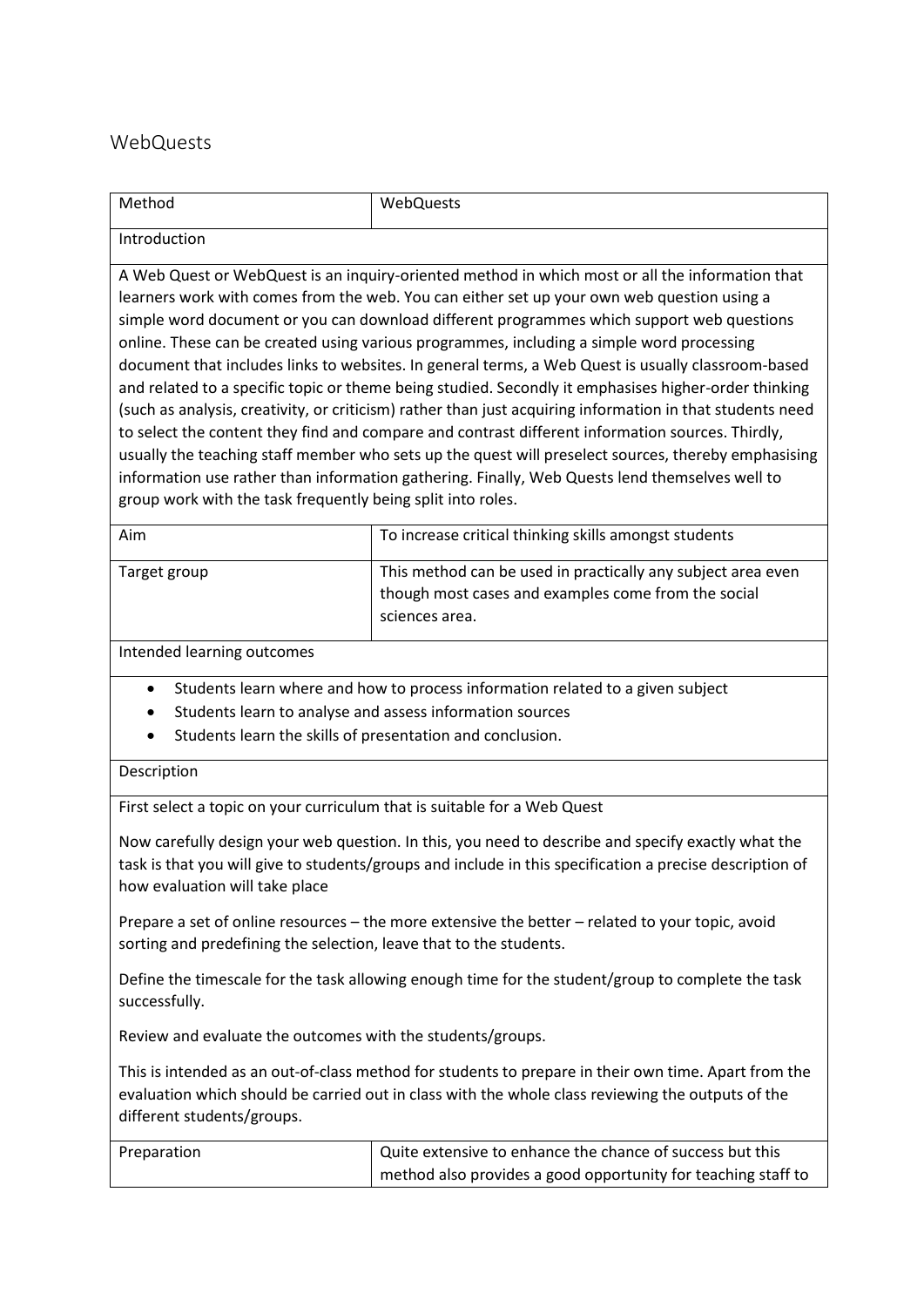## WebQuests

| Method | WebQuests |
|---|---|
| Introduction | |
| A Web Quest or WebQuest is an inquiry-oriented method in which most or all the information that learners work with comes from the web. You can either set up your own web question using a simple word document or you can download different programmes which support web questions online. These can be created using various programmes, including a simple word processing document that includes links to websites. In general terms, a Web Quest is usually classroom-based and related to a specific topic or theme being studied. Secondly it emphasises higher-order thinking (such as analysis, creativity, or criticism) rather than just acquiring information in that students need to select the content they find and compare and contrast different information sources. Thirdly, usually the teaching staff member who sets up the quest will preselect sources, thereby emphasising information use rather than information gathering. Finally, Web Quests lend themselves well to group work with the task frequently being split into roles. | |
| Aim | To increase critical thinking skills amongst students |
| Target group | This method can be used in practically any subject area even though most cases and examples come from the social sciences area. |
| Intended learning outcomes | |
| • Students learn where and how to process information related to a given subject<br>• Students learn to analyse and assess information sources<br>• Students learn the skills of presentation and conclusion. | |
| Description | |
| First select a topic on your curriculum that is suitable for a Web Quest<br><br>Now carefully design your web question. In this, you need to describe and specify exactly what the task is that you will give to students/groups and include in this specification a precise description of how evaluation will take place<br><br>Prepare a set of online resources – the more extensive the better – related to your topic, avoid sorting and predefining the selection, leave that to the students.<br><br>Define the timescale for the task allowing enough time for the student/group to complete the task successfully.<br><br>Review and evaluate the outcomes with the students/groups.<br><br>This is intended as an out-of-class method for students to prepare in their own time. Apart from the evaluation which should be carried out in class with the whole class reviewing the outputs of the different students/groups. | |
| Preparation | Quite extensive to enhance the chance of success but this method also provides a good opportunity for teaching staff to |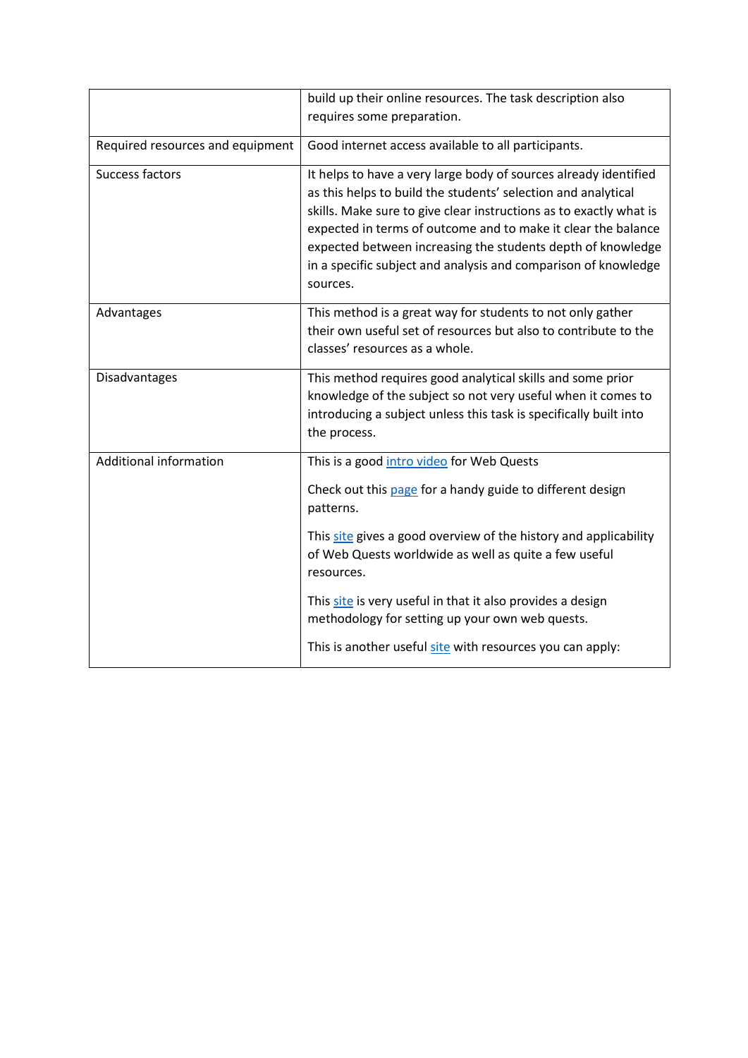| | |
|---|---|
| | build up their online resources. The task description also requires some preparation. |
| Required resources and equipment | Good internet access available to all participants. |
| Success factors | It helps to have a very large body of sources already identified as this helps to build the students' selection and analytical skills. Make sure to give clear instructions as to exactly what is expected in terms of outcome and to make it clear the balance expected between increasing the students depth of knowledge in a specific subject and analysis and comparison of knowledge sources. |
| Advantages | This method is a great way for students to not only gather their own useful set of resources but also to contribute to the classes' resources as a whole. |
| Disadvantages | This method requires good analytical skills and some prior knowledge of the subject so not very useful when it comes to introducing a subject unless this task is specifically built into the process. |
| Additional information | This is a good intro video for Web Quests<br><br>Check out this page for a handy guide to different design patterns.<br><br>This site gives a good overview of the history and applicability of Web Quests worldwide as well as quite a few useful resources.<br><br>This site is very useful in that it also provides a design methodology for setting up your own web quests.<br><br>This is another useful site with resources you can apply: |